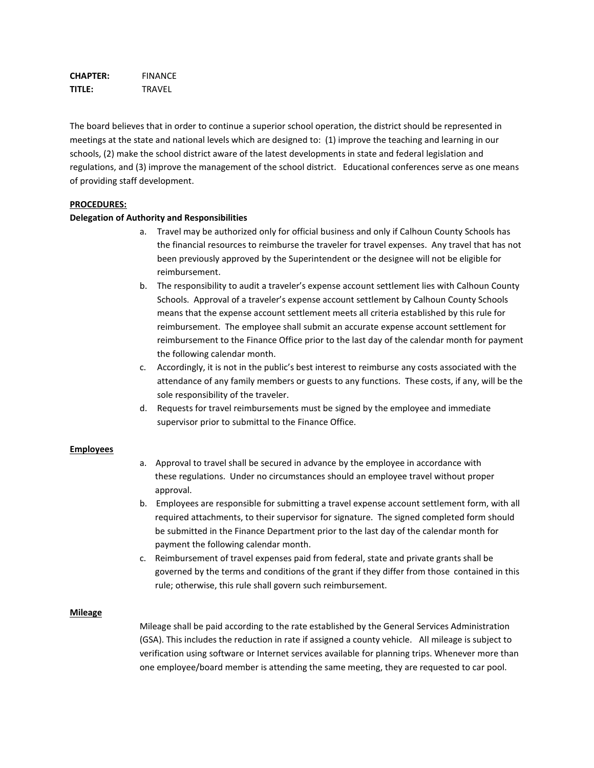**CHAPTER:** FINANCE
**TITLE:** TRAVEL

The board believes that in order to continue a superior school operation, the district should be represented in meetings at the state and national levels which are designed to: (1) improve the teaching and learning in our schools, (2) make the school district aware of the latest developments in state and federal legislation and regulations, and (3) improve the management of the school district. Educational conferences serve as one means of providing staff development.

**PROCEDURES:**

**Delegation of Authority and Responsibilities**

a. Travel may be authorized only for official business and only if Calhoun County Schools has the financial resources to reimburse the traveler for travel expenses. Any travel that has not been previously approved by the Superintendent or the designee will not be eligible for reimbursement.

b. The responsibility to audit a traveler's expense account settlement lies with Calhoun County Schools. Approval of a traveler's expense account settlement by Calhoun County Schools means that the expense account settlement meets all criteria established by this rule for reimbursement. The employee shall submit an accurate expense account settlement for reimbursement to the Finance Office prior to the last day of the calendar month for payment the following calendar month.

c. Accordingly, it is not in the public's best interest to reimburse any costs associated with the attendance of any family members or guests to any functions. These costs, if any, will be the sole responsibility of the traveler.

d. Requests for travel reimbursements must be signed by the employee and immediate supervisor prior to submittal to the Finance Office.

**Employees**

a. Approval to travel shall be secured in advance by the employee in accordance with these regulations. Under no circumstances should an employee travel without proper approval.

b. Employees are responsible for submitting a travel expense account settlement form, with all required attachments, to their supervisor for signature. The signed completed form should be submitted in the Finance Department prior to the last day of the calendar month for payment the following calendar month.

c. Reimbursement of travel expenses paid from federal, state and private grants shall be governed by the terms and conditions of the grant if they differ from those contained in this rule; otherwise, this rule shall govern such reimbursement.

**Mileage**

Mileage shall be paid according to the rate established by the General Services Administration (GSA). This includes the reduction in rate if assigned a county vehicle. All mileage is subject to verification using software or Internet services available for planning trips. Whenever more than one employee/board member is attending the same meeting, they are requested to car pool.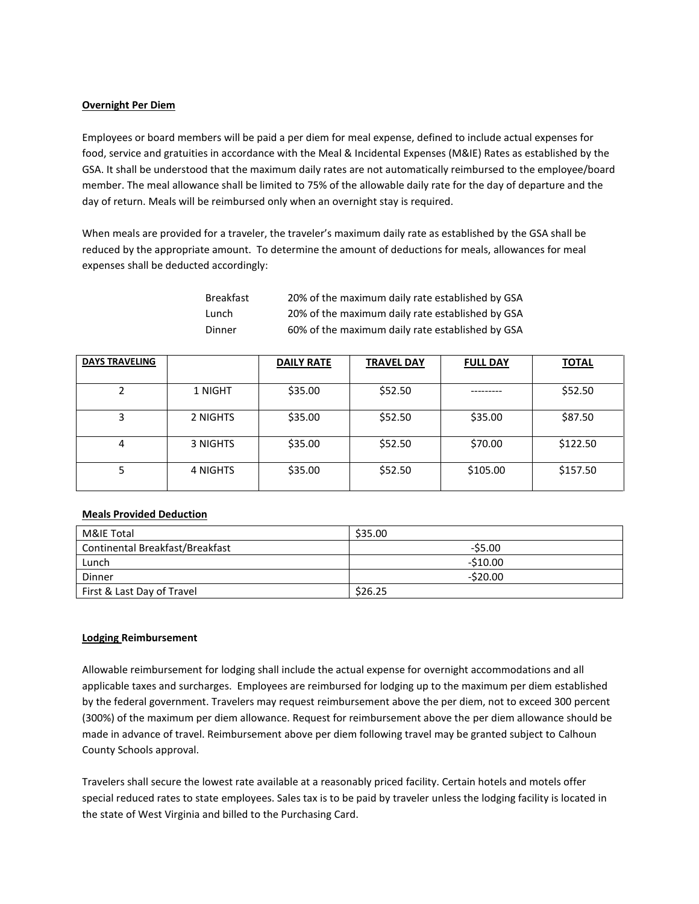**Overnight Per Diem**

Employees or board members will be paid a per diem for meal expense, defined to include actual expenses for food, service and gratuities in accordance with the Meal & Incidental Expenses (M&IE) Rates as established by the GSA. It shall be understood that the maximum daily rates are not automatically reimbursed to the employee/board member. The meal allowance shall be limited to 75% of the allowable daily rate for the day of departure and the day of return. Meals will be reimbursed only when an overnight stay is required.

When meals are provided for a traveler, the traveler's maximum daily rate as established by the GSA shall be reduced by the appropriate amount. To determine the amount of deductions for meals, allowances for meal expenses shall be deducted accordingly:

| | |
|---|---|
| Breakfast | 20% of the maximum daily rate established by GSA |
| Lunch | 20% of the maximum daily rate established by GSA |
| Dinner | 60% of the maximum daily rate established by GSA |

| DAYS TRAVELING | | DAILY RATE | TRAVEL DAY | FULL DAY | TOTAL |
|---|---|---|---|---|---|
| 2 | 1 NIGHT | $35.00 | $52.50 | --------- | $52.50 |
| 3 | 2 NIGHTS | $35.00 | $52.50 | $35.00 | $87.50 |
| 4 | 3 NIGHTS | $35.00 | $52.50 | $70.00 | $122.50 |
| 5 | 4 NIGHTS | $35.00 | $52.50 | $105.00 | $157.50 |

**Meals Provided Deduction**

| M&IE Total | $35.00 |
|---|---|
| Continental Breakfast/Breakfast | -$5.00 |
| Lunch | -$10.00 |
| Dinner | -$20.00 |
| First & Last Day of Travel | $26.25 |

**Lodging Reimbursement**

Allowable reimbursement for lodging shall include the actual expense for overnight accommodations and all applicable taxes and surcharges. Employees are reimbursed for lodging up to the maximum per diem established by the federal government. Travelers may request reimbursement above the per diem, not to exceed 300 percent (300%) of the maximum per diem allowance. Request for reimbursement above the per diem allowance should be made in advance of travel. Reimbursement above per diem following travel may be granted subject to Calhoun County Schools approval.

Travelers shall secure the lowest rate available at a reasonably priced facility. Certain hotels and motels offer special reduced rates to state employees. Sales tax is to be paid by traveler unless the lodging facility is located in the state of West Virginia and billed to the Purchasing Card.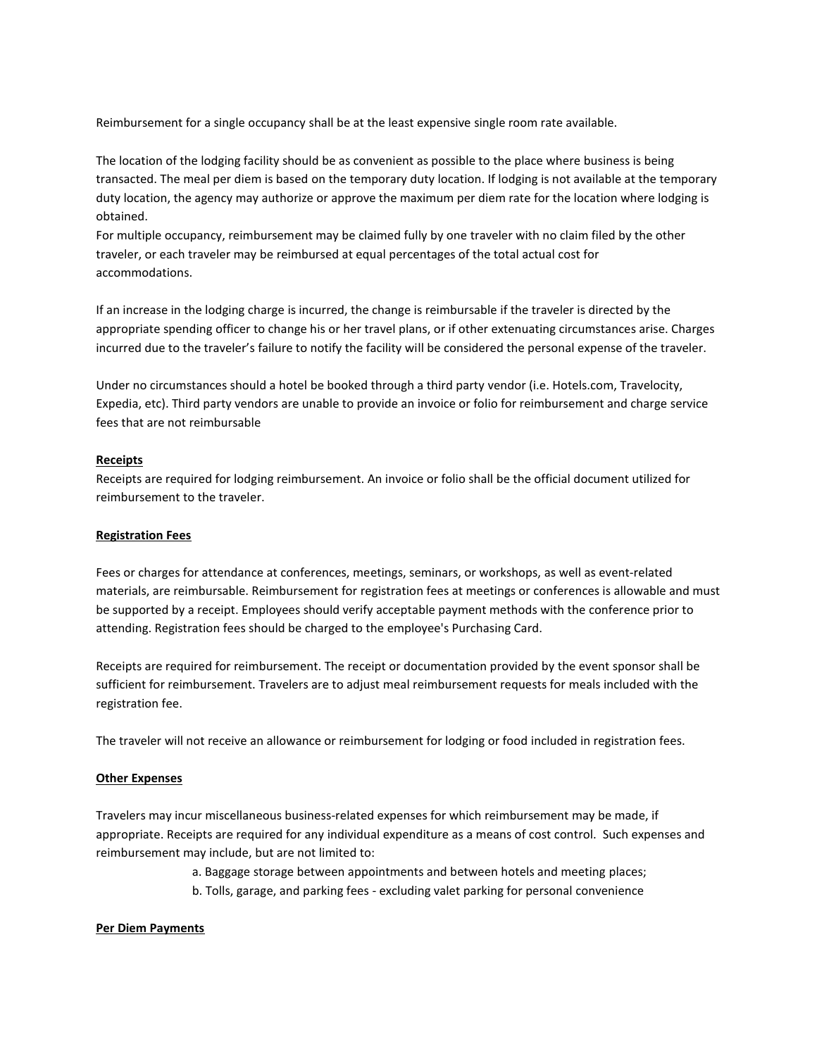Reimbursement for a single occupancy shall be at the least expensive single room rate available.

The location of the lodging facility should be as convenient as possible to the place where business is being transacted. The meal per diem is based on the temporary duty location. If lodging is not available at the temporary duty location, the agency may authorize or approve the maximum per diem rate for the location where lodging is obtained.
For multiple occupancy, reimbursement may be claimed fully by one traveler with no claim filed by the other traveler, or each traveler may be reimbursed at equal percentages of the total actual cost for accommodations.

If an increase in the lodging charge is incurred, the change is reimbursable if the traveler is directed by the appropriate spending officer to change his or her travel plans, or if other extenuating circumstances arise. Charges incurred due to the traveler's failure to notify the facility will be considered the personal expense of the traveler.

Under no circumstances should a hotel be booked through a third party vendor (i.e. Hotels.com, Travelocity, Expedia, etc). Third party vendors are unable to provide an invoice or folio for reimbursement and charge service fees that are not reimbursable

**Receipts**
Receipts are required for lodging reimbursement. An invoice or folio shall be the official document utilized for reimbursement to the traveler.

**Registration Fees**

Fees or charges for attendance at conferences, meetings, seminars, or workshops, as well as event-related materials, are reimbursable. Reimbursement for registration fees at meetings or conferences is allowable and must be supported by a receipt. Employees should verify acceptable payment methods with the conference prior to attending. Registration fees should be charged to the employee's Purchasing Card.

Receipts are required for reimbursement. The receipt or documentation provided by the event sponsor shall be sufficient for reimbursement. Travelers are to adjust meal reimbursement requests for meals included with the registration fee.

The traveler will not receive an allowance or reimbursement for lodging or food included in registration fees.

**Other Expenses**

Travelers may incur miscellaneous business-related expenses for which reimbursement may be made, if appropriate. Receipts are required for any individual expenditure as a means of cost control. Such expenses and reimbursement may include, but are not limited to:

a. Baggage storage between appointments and between hotels and meeting places;
b. Tolls, garage, and parking fees - excluding valet parking for personal convenience

**Per Diem Payments**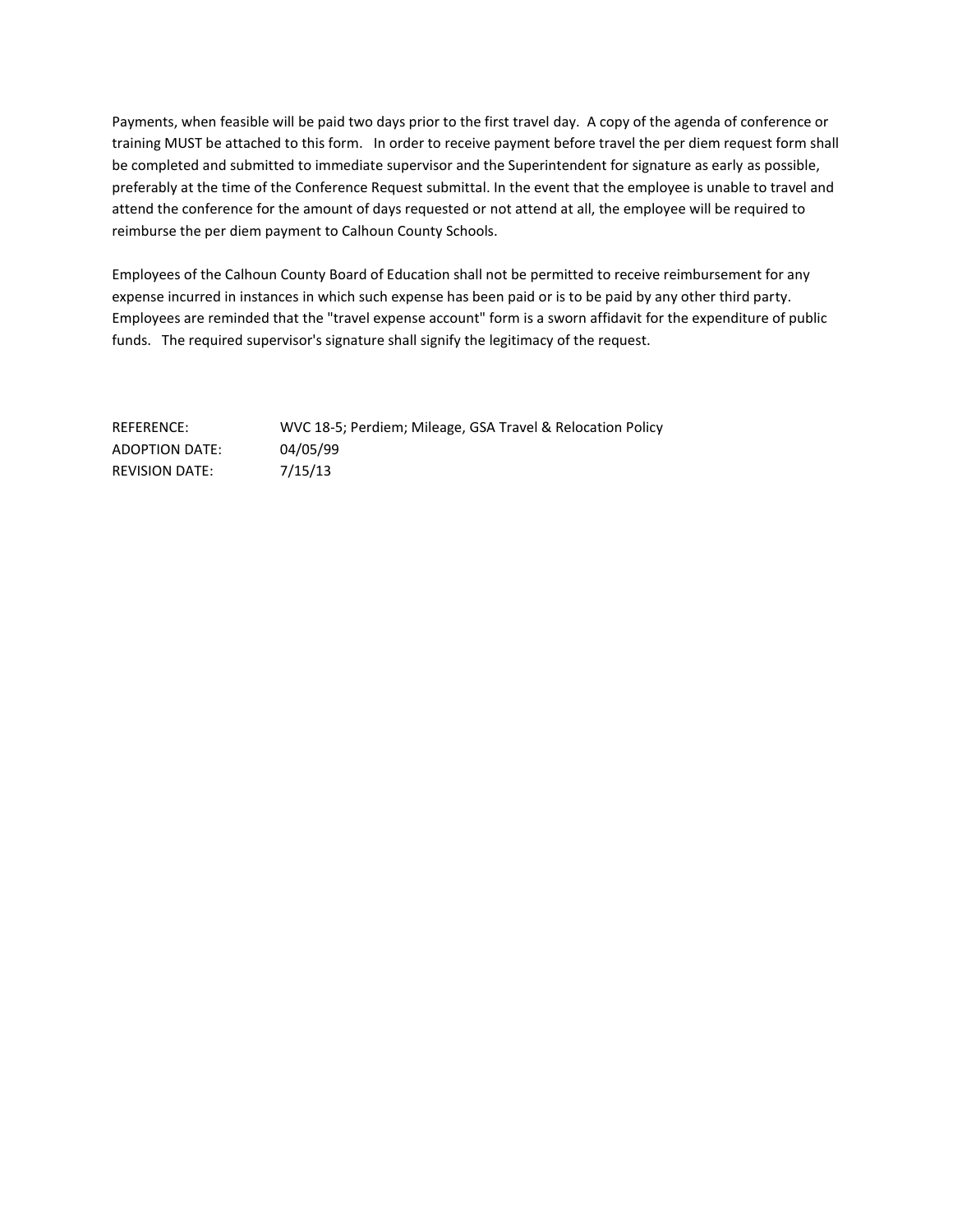Payments, when feasible will be paid two days prior to the first travel day. A copy of the agenda of conference or training MUST be attached to this form. In order to receive payment before travel the per diem request form shall be completed and submitted to immediate supervisor and the Superintendent for signature as early as possible, preferably at the time of the Conference Request submittal. In the event that the employee is unable to travel and attend the conference for the amount of days requested or not attend at all, the employee will be required to reimburse the per diem payment to Calhoun County Schools.

Employees of the Calhoun County Board of Education shall not be permitted to receive reimbursement for any expense incurred in instances in which such expense has been paid or is to be paid by any other third party. Employees are reminded that the "travel expense account" form is a sworn affidavit for the expenditure of public funds. The required supervisor's signature shall signify the legitimacy of the request.

| | |
|---|---|
| REFERENCE: | WVC 18-5; Perdiem; Mileage, GSA Travel & Relocation Policy |
| ADOPTION DATE: | 04/05/99 |
| REVISION DATE: | 7/15/13 |